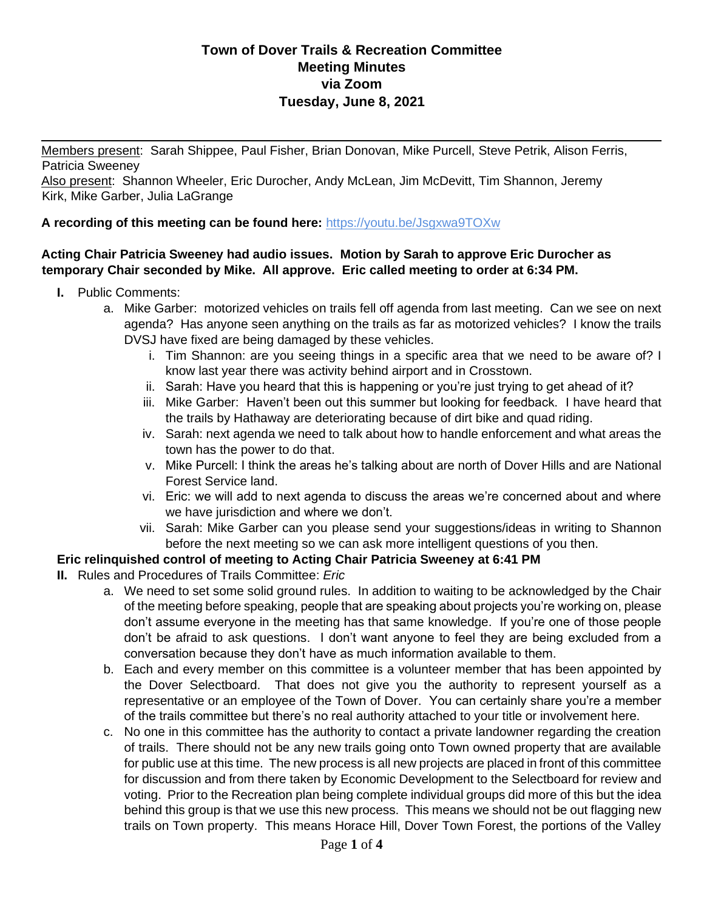# Town of Dover Trails & Recreation Committee
# Meeting Minutes
# via Zoom
# Tuesday, June 8, 2021

Members present: Sarah Shippee, Paul Fisher, Brian Donovan, Mike Purcell, Steve Petrik, Alison Ferris, Patricia Sweeney

Also present: Shannon Wheeler, Eric Durocher, Andy McLean, Jim McDevitt, Tim Shannon, Jeremy Kirk, Mike Garber, Julia LaGrange

**A recording of this meeting can be found here:** https://youtu.be/Jsgxwa9TOXw

**Acting Chair Patricia Sweeney had audio issues. Motion by Sarah to approve Eric Durocher as temporary Chair seconded by Mike. All approve. Eric called meeting to order at 6:34 PM.**

- **I.** Public Comments:
  - a. Mike Garber: motorized vehicles on trails fell off agenda from last meeting. Can we see on next agenda? Has anyone seen anything on the trails as far as motorized vehicles? I know the trails DVSJ have fixed are being damaged by these vehicles.
    - i. Tim Shannon: are you seeing things in a specific area that we need to be aware of? I know last year there was activity behind airport and in Crosstown.
    - ii. Sarah: Have you heard that this is happening or you're just trying to get ahead of it?
    - iii. Mike Garber: Haven't been out this summer but looking for feedback. I have heard that the trails by Hathaway are deteriorating because of dirt bike and quad riding.
    - iv. Sarah: next agenda we need to talk about how to handle enforcement and what areas the town has the power to do that.
    - v. Mike Purcell: I think the areas he's talking about are north of Dover Hills and are National Forest Service land.
    - vi. Eric: we will add to next agenda to discuss the areas we're concerned about and where we have jurisdiction and where we don't.
    - vii. Sarah: Mike Garber can you please send your suggestions/ideas in writing to Shannon before the next meeting so we can ask more intelligent questions of you then.

**Eric relinquished control of meeting to Acting Chair Patricia Sweeney at 6:41 PM**

- **II.** Rules and Procedures of Trails Committee: *Eric*
  - a. We need to set some solid ground rules. In addition to waiting to be acknowledged by the Chair of the meeting before speaking, people that are speaking about projects you're working on, please don't assume everyone in the meeting has that same knowledge. If you're one of those people don't be afraid to ask questions. I don't want anyone to feel they are being excluded from a conversation because they don't have as much information available to them.
  - b. Each and every member on this committee is a volunteer member that has been appointed by the Dover Selectboard. That does not give you the authority to represent yourself as a representative or an employee of the Town of Dover. You can certainly share you're a member of the trails committee but there's no real authority attached to your title or involvement here.
  - c. No one in this committee has the authority to contact a private landowner regarding the creation of trails. There should not be any new trails going onto Town owned property that are available for public use at this time. The new process is all new projects are placed in front of this committee for discussion and from there taken by Economic Development to the Selectboard for review and voting. Prior to the Recreation plan being complete individual groups did more of this but the idea behind this group is that we use this new process. This means we should not be out flagging new trails on Town property. This means Horace Hill, Dover Town Forest, the portions of the Valley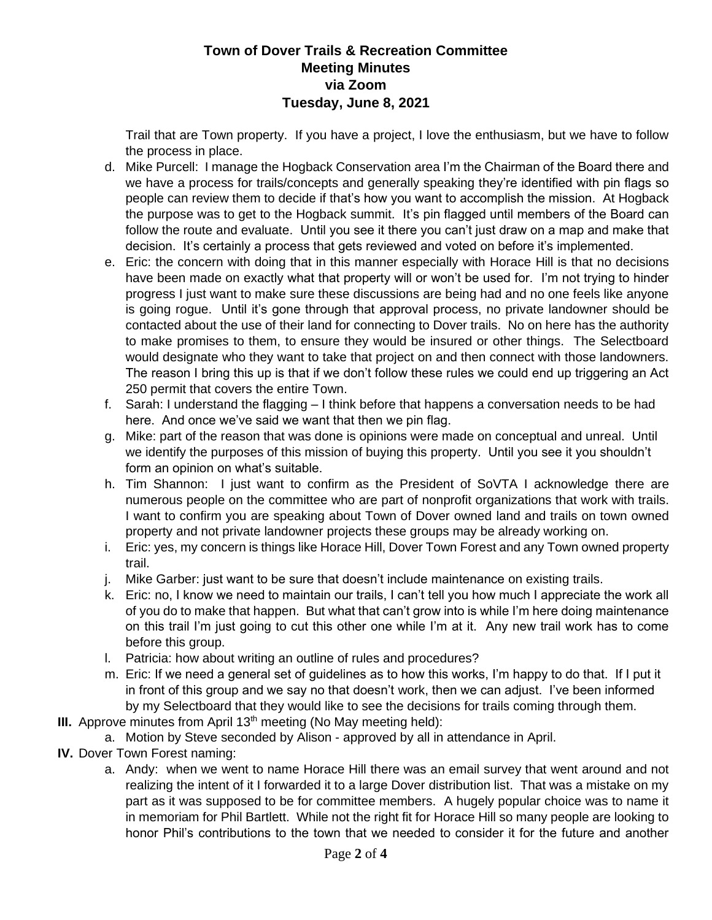# Town of Dover Trails & Recreation Committee
## Meeting Minutes
## via Zoom
## Tuesday, June 8, 2021

Trail that are Town property. If you have a project, I love the enthusiasm, but we have to follow the process in place.

d. Mike Purcell: I manage the Hogback Conservation area I'm the Chairman of the Board there and we have a process for trails/concepts and generally speaking they're identified with pin flags so people can review them to decide if that's how you want to accomplish the mission. At Hogback the purpose was to get to the Hogback summit. It's pin flagged until members of the Board can follow the route and evaluate. Until you see it there you can't just draw on a map and make that decision. It's certainly a process that gets reviewed and voted on before it's implemented.

e. Eric: the concern with doing that in this manner especially with Horace Hill is that no decisions have been made on exactly what that property will or won't be used for. I'm not trying to hinder progress I just want to make sure these discussions are being had and no one feels like anyone is going rogue. Until it's gone through that approval process, no private landowner should be contacted about the use of their land for connecting to Dover trails. No on here has the authority to make promises to them, to ensure they would be insured or other things. The Selectboard would designate who they want to take that project on and then connect with those landowners. The reason I bring this up is that if we don't follow these rules we could end up triggering an Act 250 permit that covers the entire Town.

f. Sarah: I understand the flagging – I think before that happens a conversation needs to be had here. And once we've said we want that then we pin flag.

g. Mike: part of the reason that was done is opinions were made on conceptual and unreal. Until we identify the purposes of this mission of buying this property. Until you see it you shouldn't form an opinion on what's suitable.

h. Tim Shannon: I just want to confirm as the President of SoVTA I acknowledge there are numerous people on the committee who are part of nonprofit organizations that work with trails. I want to confirm you are speaking about Town of Dover owned land and trails on town owned property and not private landowner projects these groups may be already working on.

i. Eric: yes, my concern is things like Horace Hill, Dover Town Forest and any Town owned property trail.

j. Mike Garber: just want to be sure that doesn't include maintenance on existing trails.

k. Eric: no, I know we need to maintain our trails, I can't tell you how much I appreciate the work all of you do to make that happen. But what that can't grow into is while I'm here doing maintenance on this trail I'm just going to cut this other one while I'm at it. Any new trail work has to come before this group.

l. Patricia: how about writing an outline of rules and procedures?

m. Eric: If we need a general set of guidelines as to how this works, I'm happy to do that. If I put it in front of this group and we say no that doesn't work, then we can adjust. I've been informed by my Selectboard that they would like to see the decisions for trails coming through them.

**III.** Approve minutes from April 13th meeting (No May meeting held):

a. Motion by Steve seconded by Alison - approved by all in attendance in April.

**IV.** Dover Town Forest naming:

a. Andy: when we went to name Horace Hill there was an email survey that went around and not realizing the intent of it I forwarded it to a large Dover distribution list. That was a mistake on my part as it was supposed to be for committee members. A hugely popular choice was to name it in memoriam for Phil Bartlett. While not the right fit for Horace Hill so many people are looking to honor Phil's contributions to the town that we needed to consider it for the future and another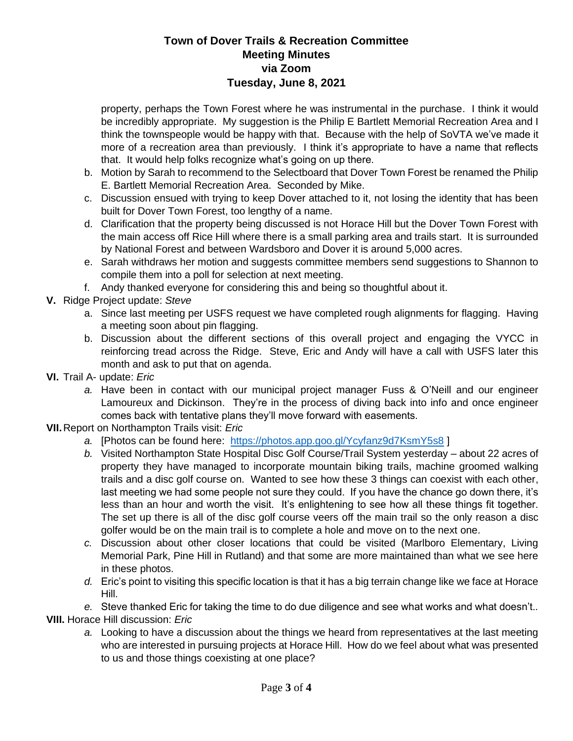property, perhaps the Town Forest where he was instrumental in the purchase. I think it would be incredibly appropriate. My suggestion is the Philip E Bartlett Memorial Recreation Area and I think the townspeople would be happy with that. Because with the help of SoVTA we've made it more of a recreation area than previously. I think it's appropriate to have a name that reflects that. It would help folks recognize what's going on up there.

b. Motion by Sarah to recommend to the Selectboard that Dover Town Forest be renamed the Philip E. Bartlett Memorial Recreation Area. Seconded by Mike.

c. Discussion ensued with trying to keep Dover attached to it, not losing the identity that has been built for Dover Town Forest, too lengthy of a name.

d. Clarification that the property being discussed is not Horace Hill but the Dover Town Forest with the main access off Rice Hill where there is a small parking area and trails start. It is surrounded by National Forest and between Wardsboro and Dover it is around 5,000 acres.

e. Sarah withdraws her motion and suggests committee members send suggestions to Shannon to compile them into a poll for selection at next meeting.

f. Andy thanked everyone for considering this and being so thoughtful about it.

**V.** Ridge Project update: *Steve*

a. Since last meeting per USFS request we have completed rough alignments for flagging. Having a meeting soon about pin flagging.

b. Discussion about the different sections of this overall project and engaging the VYCC in reinforcing tread across the Ridge. Steve, Eric and Andy will have a call with USFS later this month and ask to put that on agenda.

**VI.** Trail A- update: *Eric*

*a.* Have been in contact with our municipal project manager Fuss & O'Neill and our engineer Lamoureux and Dickinson. They're in the process of diving back into info and once engineer comes back with tentative plans they'll move forward with easements.

**VII.** Report on Northampton Trails visit: *Eric*

*a.* [Photos can be found here: https://photos.app.goo.gl/Ycyfanz9d7KsmY5s8 ]

*b.* Visited Northampton State Hospital Disc Golf Course/Trail System yesterday – about 22 acres of property they have managed to incorporate mountain biking trails, machine groomed walking trails and a disc golf course on. Wanted to see how these 3 things can coexist with each other, last meeting we had some people not sure they could. If you have the chance go down there, it's less than an hour and worth the visit. It's enlightening to see how all these things fit together. The set up there is all of the disc golf course veers off the main trail so the only reason a disc golfer would be on the main trail is to complete a hole and move on to the next one.

*c.* Discussion about other closer locations that could be visited (Marlboro Elementary, Living Memorial Park, Pine Hill in Rutland) and that some are more maintained than what we see here in these photos.

*d.* Eric's point to visiting this specific location is that it has a big terrain change like we face at Horace Hill.

*e.* Steve thanked Eric for taking the time to do due diligence and see what works and what doesn't..

**VIII.** Horace Hill discussion: *Eric*

*a.* Looking to have a discussion about the things we heard from representatives at the last meeting who are interested in pursuing projects at Horace Hill. How do we feel about what was presented to us and those things coexisting at one place?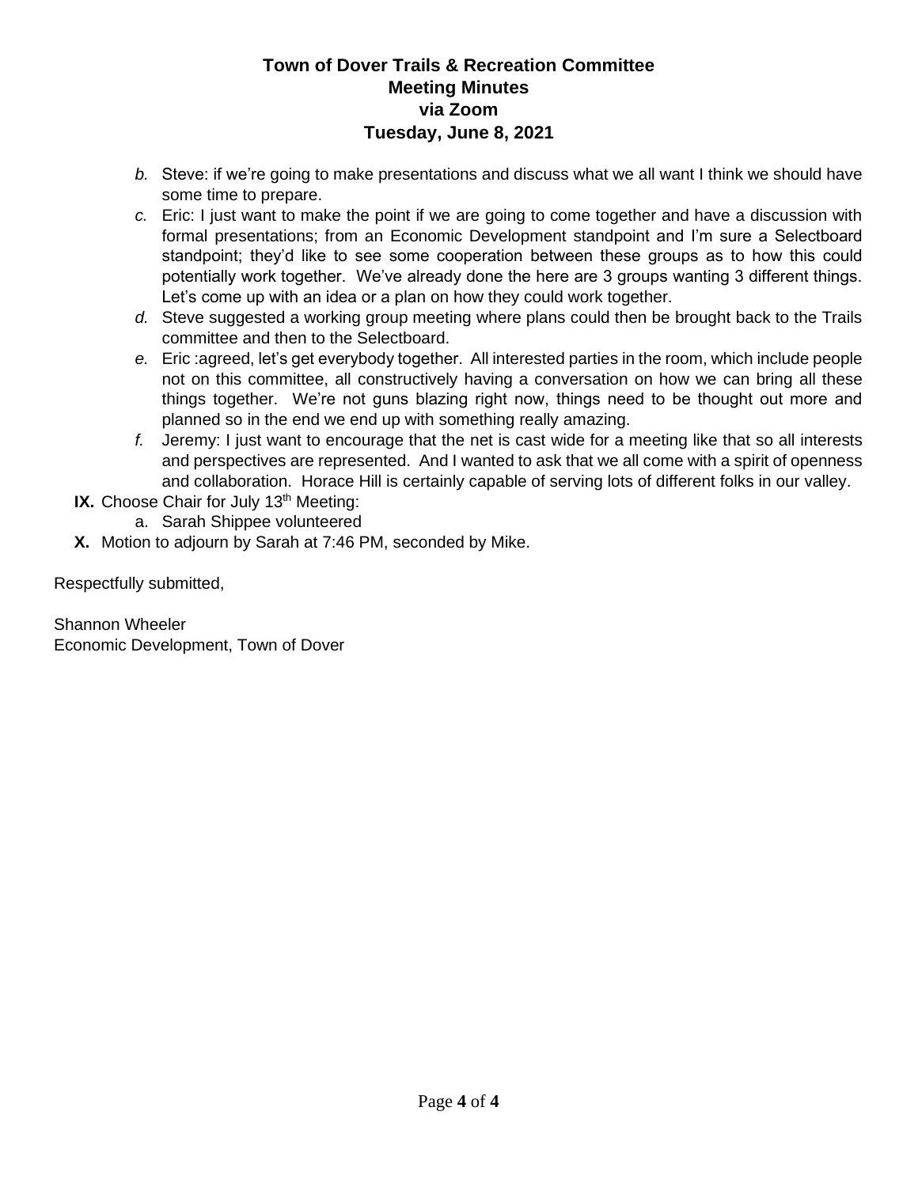**Town of Dover Trails & Recreation Committee**
**Meeting Minutes**
**via Zoom**
**Tuesday, June 8, 2021**

- *b.* Steve: if we're going to make presentations and discuss what we all want I think we should have some time to prepare.
- *c.* Eric: I just want to make the point if we are going to come together and have a discussion with formal presentations; from an Economic Development standpoint and I'm sure a Selectboard standpoint; they'd like to see some cooperation between these groups as to how this could potentially work together. We've already done the here are 3 groups wanting 3 different things. Let's come up with an idea or a plan on how they could work together.
- *d.* Steve suggested a working group meeting where plans could then be brought back to the Trails committee and then to the Selectboard.
- *e.* Eric :agreed, let's get everybody together. All interested parties in the room, which include people not on this committee, all constructively having a conversation on how we can bring all these things together. We're not guns blazing right now, things need to be thought out more and planned so in the end we end up with something really amazing.
- *f.* Jeremy: I just want to encourage that the net is cast wide for a meeting like that so all interests and perspectives are represented. And I wanted to ask that we all come with a spirit of openness and collaboration. Horace Hill is certainly capable of serving lots of different folks in our valley.

**IX.** Choose Chair for July 13th Meeting:

- a. Sarah Shippee volunteered

**X.** Motion to adjourn by Sarah at 7:46 PM, seconded by Mike.

Respectfully submitted,

Shannon Wheeler
Economic Development, Town of Dover